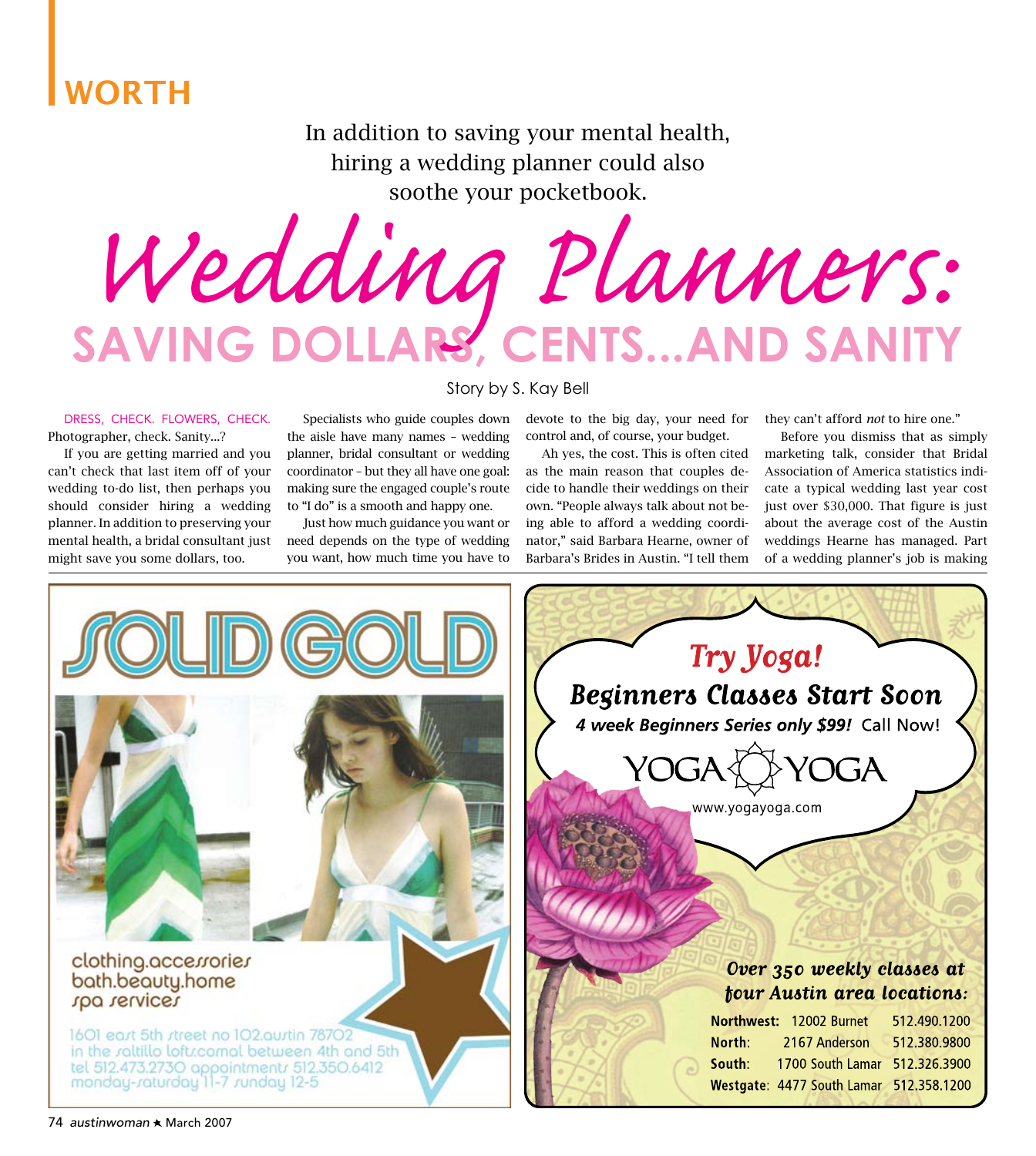WORTH

In addition to saving your mental health, hiring a wedding planner could also soothe your pocketbook.

# Wedding Planners: SAVING DOLLARS, CENTS...AND SANITY

Story by S. Kay Bell

DRESS, CHECK. FLOWERS, CHECK. Photographer, check. Sanity...?

If you are getting married and you can't check that last item off of your wedding to-do list, then perhaps you should consider hiring a wedding planner. In addition to preserving your mental health, a bridal consultant just might save you some dollars, too.

Specialists who guide couples down the aisle have many names – wedding planner, bridal consultant or wedding coordinator – but they all have one goal: making sure the engaged couple's route to "I do" is a smooth and happy one.

Just how much guidance you want or need depends on the type of wedding you want, how much time you have to devote to the big day, your need for control and, of course, your budget.

Ah yes, the cost. This is often cited as the main reason that couples decide to handle their weddings on their own. "People always talk about not being able to afford a wedding coordinator," said Barbara Hearne, owner of Barbara's Brides in Austin. "I tell them they can't afford *not* to hire one."

Before you dismiss that as simply marketing talk, consider that Bridal Association of America statistics indicate a typical wedding last year cost just over $30,000. That figure is just about the average cost of the Austin weddings Hearne has managed. Part of a wedding planner's job is making

SOLID GOLD

clothing.accessories
bath.beauty.home
spa services

1601 east 5th street no 102.austin 78702
in the saltillo lofts.comal between 4th and 5th
tel 512.473.2730 appointments 512.350.6412
monday-saturday 11-7 sunday 12-5

*Try Yoga!*

**Beginners Classes Start Soon**

***4 week Beginners Series only $99!*** Call Now!

YOGA YOGA

www.yogayoga.com

*Over 350 weekly classes at four Austin area locations:*

| | | |
|---|---|---|
| **Northwest:** | 12002 Burnet | 512.490.1200 |
| **North:** | 2167 Anderson | 512.380.9800 |
| **South:** | 1700 South Lamar | 512.326.3900 |
| **Westgate:** | 4477 South Lamar | 512.358.1200 |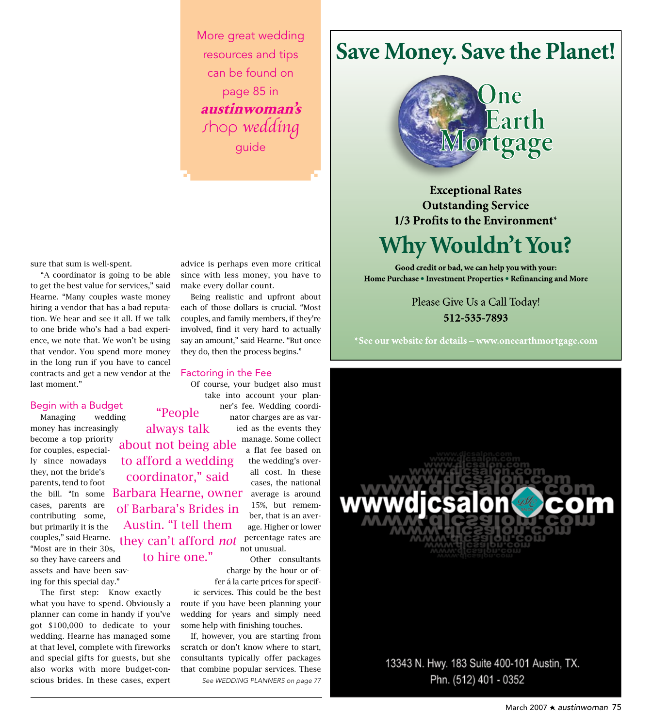More great wedding resources and tips can be found on page 85 in ***austinwoman's*** shop *wedding* guide

sure that sum is well-spent.

"A coordinator is going to be able to get the best value for services," said Hearne. "Many couples waste money hiring a vendor that has a bad reputation. We hear and see it all. If we talk to one bride who's had a bad experience, we note that. We won't be using that vendor. You spend more money in the long run if you have to cancel contracts and get a new vendor at the last moment."

## Begin with a Budget

Managing wedding money has increasingly become a top priority for couples, especially since nowadays they, not the bride's parents, tend to foot the bill. "In some cases, parents are contributing some, but primarily it is the couples," said Hearne. "Most are in their 30s, so they have careers and assets and have been saving for this special day."

The first step: Know exactly what you have to spend. Obviously a planner can come in handy if you've got $100,000 to dedicate to your wedding. Hearne has managed some at that level, complete with fireworks and special gifts for guests, but she also works with more budget-conscious brides. In these cases, expert advice is perhaps even more critical since with less money, you have to make every dollar count.

Being realistic and upfront about each of those dollars is crucial. "Most couples, and family members, if they're involved, find it very hard to actually say an amount," said Hearne. "But once they do, then the process begins."

> "People always talk about not being able to afford a wedding coordinator," said Barbara Hearne, owner of Barbara's Brides in Austin. "I tell them they can't afford *not* to hire one."

## Factoring in the Fee

Of course, your budget also must take into account your planner's fee. Wedding coordinator charges are as varied as the events they manage. Some collect a flat fee based on the wedding's overall cost. In these cases, the national average is around 15%, but remember, that is an average. Higher or lower percentage rates are not unusual.

Other consultants charge by the hour or offer á la carte prices for specific services. This could be the best route if you have been planning your wedding for years and simply need some help with finishing touches.

If, however, you are starting from scratch or don't know where to start, consultants typically offer packages that combine popular services. These

*See WEDDING PLANNERS on page 77*

---

# Save Money. Save the Planet!

**One Earth Mortgage**

**Exceptional Rates**
**Outstanding Service**
**1/3 Profits to the Environment***

# Why Wouldn't You?

**Good credit or bad, we can help you with your:**
**Home Purchase • Investment Properties • Refinancing and More**

Please Give Us a Call Today!
**512-535-7893**

***See our website for details – www.oneearthmortgage.com**

---

wwwdjcsalon.com

13343 N. Hwy. 183 Suite 400-101 Austin, TX.
Phn. (512) 401 - 0352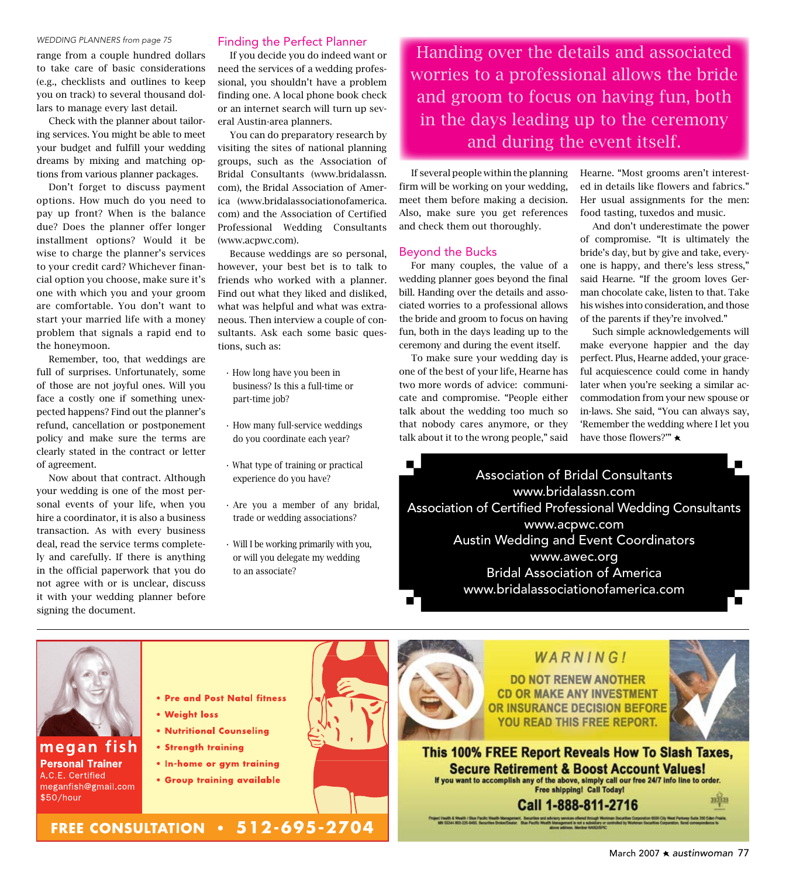*WEDDING PLANNERS from page 75*

range from a couple hundred dollars to take care of basic considerations (e.g., checklists and outlines to keep you on track) to several thousand dollars to manage every last detail.

Check with the planner about tailoring services. You might be able to meet your budget and fulfill your wedding dreams by mixing and matching options from various planner packages.

Don't forget to discuss payment options. How much do you need to pay up front? When is the balance due? Does the planner offer longer installment options? Would it be wise to charge the planner's services to your credit card? Whichever financial option you choose, make sure it's one with which you and your groom are comfortable. You don't want to start your married life with a money problem that signals a rapid end to the honeymoon.

Remember, too, that weddings are full of surprises. Unfortunately, some of those are not joyful ones. Will you face a costly one if something unexpected happens? Find out the planner's refund, cancellation or postponement policy and make sure the terms are clearly stated in the contract or letter of agreement.

Now about that contract. Although your wedding is one of the most personal events of your life, when you hire a coordinator, it is also a business transaction. As with every business deal, read the service terms completely and carefully. If there is anything in the official paperwork that you do not agree with or is unclear, discuss it with your wedding planner before signing the document.

## Finding the Perfect Planner

If you decide you do indeed want or need the services of a wedding professional, you shouldn't have a problem finding one. A local phone book check or an internet search will turn up several Austin-area planners.

You can do preparatory research by visiting the sites of national planning groups, such as the Association of Bridal Consultants (www.bridalassn.com), the Bridal Association of America (www.bridalassociationofamerica.com) and the Association of Certified Professional Wedding Consultants (www.acpwc.com).

Because weddings are so personal, however, your best bet is to talk to friends who worked with a planner. Find out what they liked and disliked, what was helpful and what was extraneous. Then interview a couple of consultants. Ask each some basic questions, such as:

- How long have you been in business? Is this a full-time or part-time job?
- How many full-service weddings do you coordinate each year?
- What type of training or practical experience do you have?
- Are you a member of any bridal, trade or wedding associations?
- Will I be working primarily with you, or will you delegate my wedding to an associate?

> Handing over the details and associated worries to a professional allows the bride and groom to focus on having fun, both in the days leading up to the ceremony and during the event itself.

If several people within the planning firm will be working on your wedding, meet them before making a decision. Also, make sure you get references and check them out thoroughly.

## Beyond the Bucks

For many couples, the value of a wedding planner goes beyond the final bill. Handing over the details and associated worries to a professional allows the bride and groom to focus on having fun, both in the days leading up to the ceremony and during the event itself.

To make sure your wedding day is one of the best of your life, Hearne has two more words of advice: communicate and compromise. "People either talk about the wedding too much so that nobody cares anymore, or they talk about it to the wrong people," said Hearne. "Most grooms aren't interested in details like flowers and fabrics." Her usual assignments for the men: food tasting, tuxedos and music.

And don't underestimate the power of compromise. "It is ultimately the bride's day, but by give and take, everyone is happy, and there's less stress," said Hearne. "If the groom loves German chocolate cake, listen to that. Take his wishes into consideration, and those of the parents if they're involved."

Such simple acknowledgements will make everyone happier and the day perfect. Plus, Hearne added, your graceful acquiescence could come in handy later when you're seeking a similar accommodation from your new spouse or in-laws. She said, "You can always say, 'Remember the wedding where I let you have those flowers?'" ★

Association of Bridal Consultants
www.bridalassn.com
Association of Certified Professional Wedding Consultants
www.acpwc.com
Austin Wedding and Event Coordinators
www.awec.org
Bridal Association of America
www.bridalassociationofamerica.com

---

**megan fish**
**Personal Trainer**
A.C.E. Certified
meganfish@gmail.com
$50/hour

- **Pre and Post Natal fitness**
- **Weight loss**
- **Nutritional Counseling**
- **Strength training**
- **In-home or gym training**
- **Group training available**

**FREE CONSULTATION • 512-695-2704**

---

**WARNING!**

**DO NOT RENEW ANOTHER CD OR MAKE ANY INVESTMENT OR INSURANCE DECISION BEFORE YOU READ THIS FREE REPORT.**

**This 100% FREE Report Reveals How To Slash Taxes, Secure Retirement & Boost Account Values!**

If you want to accomplish any of the above, simply call our free 24/7 info line to order. Free shipping! Call Today!

**Call 1-888-811-2716**